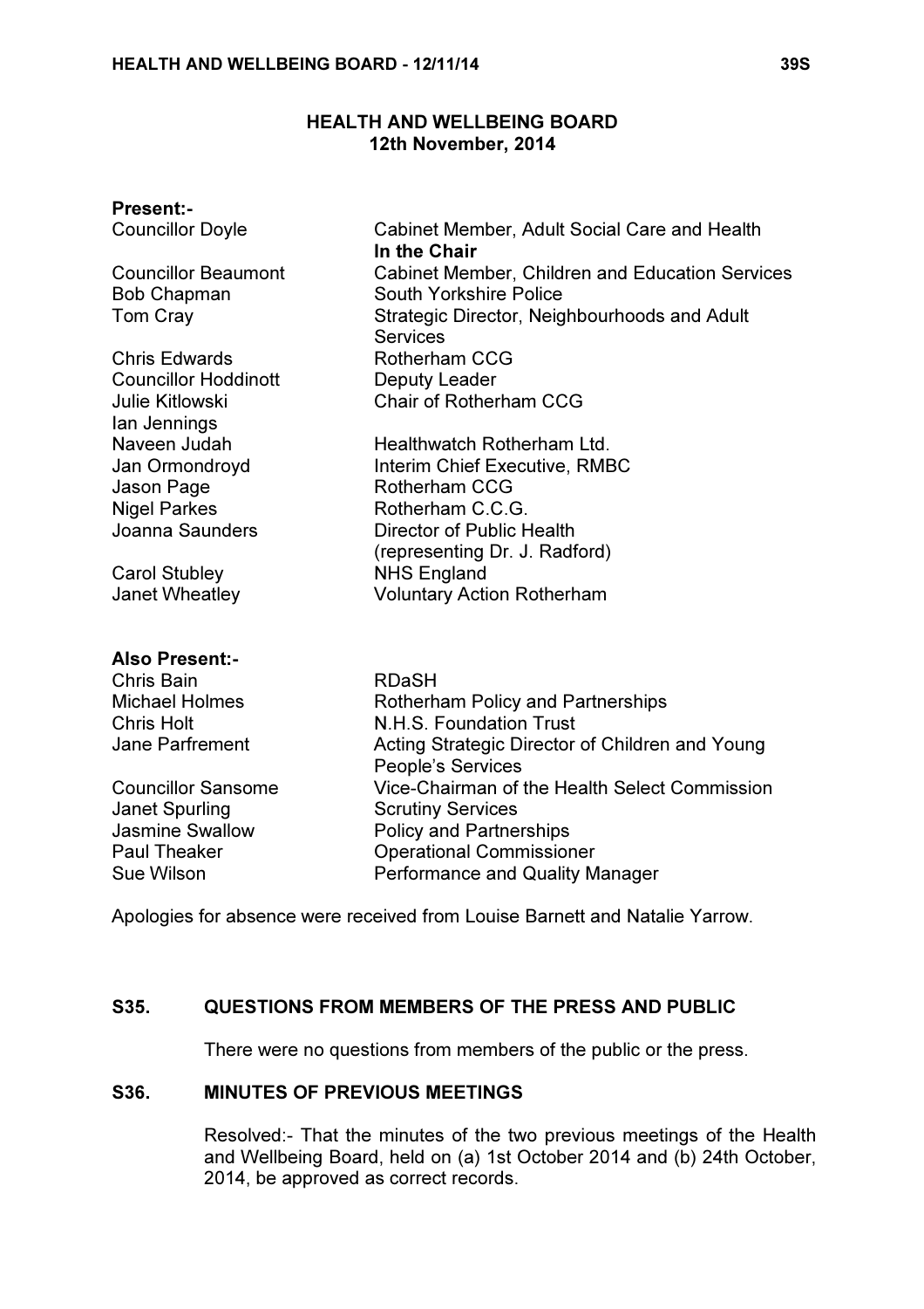# HEALTH AND WELLBEING BOARD
## 12th November, 2014

**Present:-**

| | |
|---|---|
| Councillor Doyle | Cabinet Member, Adult Social Care and Health **In the Chair** |
| Councillor Beaumont | Cabinet Member, Children and Education Services |
| Bob Chapman | South Yorkshire Police |
| Tom Cray | Strategic Director, Neighbourhoods and Adult Services |
| Chris Edwards | Rotherham CCG |
| Councillor Hoddinott | Deputy Leader |
| Julie Kitlowski | Chair of Rotherham CCG |
| Ian Jennings | |
| Naveen Judah | Healthwatch Rotherham Ltd. |
| Jan Ormondroyd | Interim Chief Executive, RMBC |
| Jason Page | Rotherham CCG |
| Nigel Parkes | Rotherham C.C.G. |
| Joanna Saunders | Director of Public Health (representing Dr. J. Radford) |
| Carol Stubley | NHS England |
| Janet Wheatley | Voluntary Action Rotherham |

**Also Present:-**

| | |
|---|---|
| Chris Bain | RDaSH |
| Michael Holmes | Rotherham Policy and Partnerships |
| Chris Holt | N.H.S. Foundation Trust |
| Jane Parfrement | Acting Strategic Director of Children and Young People's Services |
| Councillor Sansome | Vice-Chairman of the Health Select Commission |
| Janet Spurling | Scrutiny Services |
| Jasmine Swallow | Policy and Partnerships |
| Paul Theaker | Operational Commissioner |
| Sue Wilson | Performance and Quality Manager |

Apologies for absence were received from Louise Barnett and Natalie Yarrow.

### S35. QUESTIONS FROM MEMBERS OF THE PRESS AND PUBLIC

There were no questions from members of the public or the press.

### S36. MINUTES OF PREVIOUS MEETINGS

Resolved:- That the minutes of the two previous meetings of the Health and Wellbeing Board, held on (a) 1st October 2014 and (b) 24th October, 2014, be approved as correct records.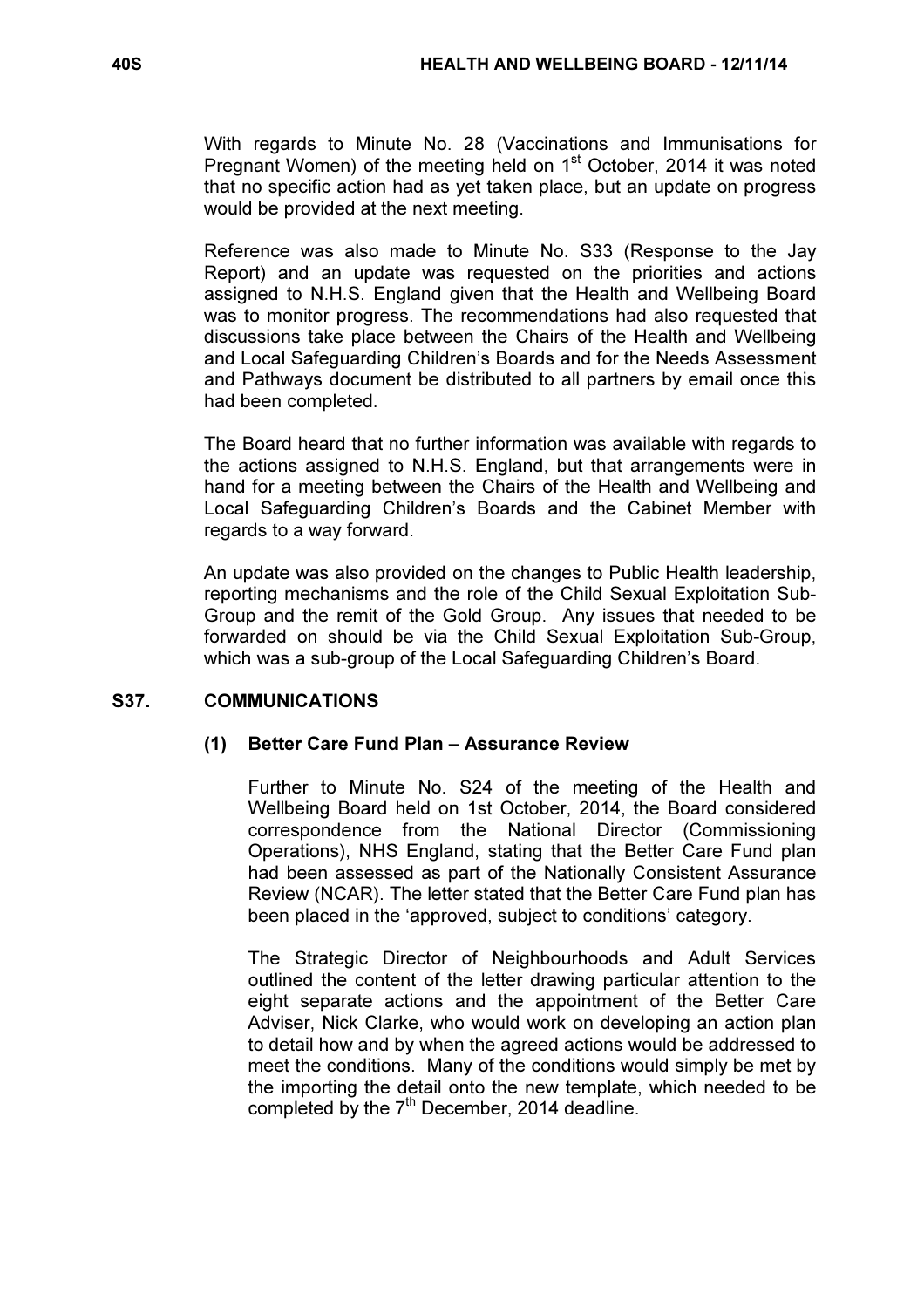With regards to Minute No. 28 (Vaccinations and Immunisations for Pregnant Women) of the meeting held on 1st October, 2014 it was noted that no specific action had as yet taken place, but an update on progress would be provided at the next meeting.

Reference was also made to Minute No. S33 (Response to the Jay Report) and an update was requested on the priorities and actions assigned to N.H.S. England given that the Health and Wellbeing Board was to monitor progress. The recommendations had also requested that discussions take place between the Chairs of the Health and Wellbeing and Local Safeguarding Children's Boards and for the Needs Assessment and Pathways document be distributed to all partners by email once this had been completed.

The Board heard that no further information was available with regards to the actions assigned to N.H.S. England, but that arrangements were in hand for a meeting between the Chairs of the Health and Wellbeing and Local Safeguarding Children's Boards and the Cabinet Member with regards to a way forward.

An update was also provided on the changes to Public Health leadership, reporting mechanisms and the role of the Child Sexual Exploitation Sub-Group and the remit of the Gold Group. Any issues that needed to be forwarded on should be via the Child Sexual Exploitation Sub-Group, which was a sub-group of the Local Safeguarding Children's Board.

## S37. COMMUNICATIONS

### (1) Better Care Fund Plan – Assurance Review

Further to Minute No. S24 of the meeting of the Health and Wellbeing Board held on 1st October, 2014, the Board considered correspondence from the National Director (Commissioning Operations), NHS England, stating that the Better Care Fund plan had been assessed as part of the Nationally Consistent Assurance Review (NCAR). The letter stated that the Better Care Fund plan has been placed in the 'approved, subject to conditions' category.

The Strategic Director of Neighbourhoods and Adult Services outlined the content of the letter drawing particular attention to the eight separate actions and the appointment of the Better Care Adviser, Nick Clarke, who would work on developing an action plan to detail how and by when the agreed actions would be addressed to meet the conditions. Many of the conditions would simply be met by the importing the detail onto the new template, which needed to be completed by the 7th December, 2014 deadline.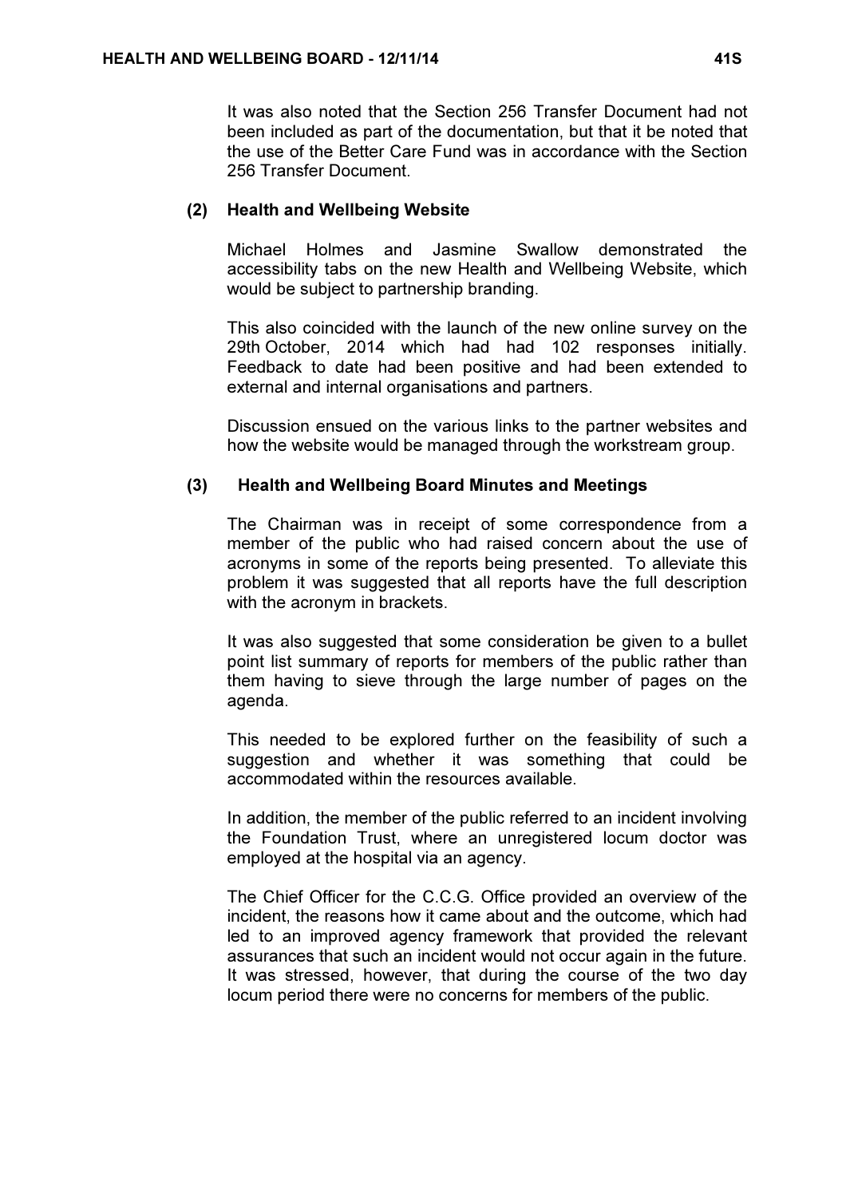It was also noted that the Section 256 Transfer Document had not been included as part of the documentation, but that it be noted that the use of the Better Care Fund was in accordance with the Section 256 Transfer Document.

**(2) Health and Wellbeing Website**

Michael Holmes and Jasmine Swallow demonstrated the accessibility tabs on the new Health and Wellbeing Website, which would be subject to partnership branding.

This also coincided with the launch of the new online survey on the 29th October, 2014 which had had 102 responses initially. Feedback to date had been positive and had been extended to external and internal organisations and partners.

Discussion ensued on the various links to the partner websites and how the website would be managed through the workstream group.

**(3) Health and Wellbeing Board Minutes and Meetings**

The Chairman was in receipt of some correspondence from a member of the public who had raised concern about the use of acronyms in some of the reports being presented. To alleviate this problem it was suggested that all reports have the full description with the acronym in brackets.

It was also suggested that some consideration be given to a bullet point list summary of reports for members of the public rather than them having to sieve through the large number of pages on the agenda.

This needed to be explored further on the feasibility of such a suggestion and whether it was something that could be accommodated within the resources available.

In addition, the member of the public referred to an incident involving the Foundation Trust, where an unregistered locum doctor was employed at the hospital via an agency.

The Chief Officer for the C.C.G. Office provided an overview of the incident, the reasons how it came about and the outcome, which had led to an improved agency framework that provided the relevant assurances that such an incident would not occur again in the future. It was stressed, however, that during the course of the two day locum period there were no concerns for members of the public.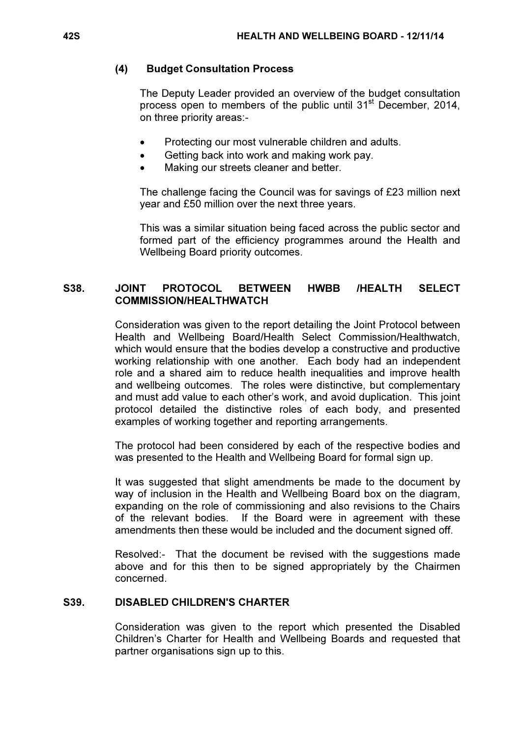### (4) Budget Consultation Process

The Deputy Leader provided an overview of the budget consultation process open to members of the public until 31st December, 2014, on three priority areas:-

- Protecting our most vulnerable children and adults.
- Getting back into work and making work pay.
- Making our streets cleaner and better.

The challenge facing the Council was for savings of £23 million next year and £50 million over the next three years.

This was a similar situation being faced across the public sector and formed part of the efficiency programmes around the Health and Wellbeing Board priority outcomes.

## S38. JOINT PROTOCOL BETWEEN HWBB /HEALTH SELECT COMMISSION/HEALTHWATCH

Consideration was given to the report detailing the Joint Protocol between Health and Wellbeing Board/Health Select Commission/Healthwatch, which would ensure that the bodies develop a constructive and productive working relationship with one another. Each body had an independent role and a shared aim to reduce health inequalities and improve health and wellbeing outcomes. The roles were distinctive, but complementary and must add value to each other's work, and avoid duplication. This joint protocol detailed the distinctive roles of each body, and presented examples of working together and reporting arrangements.

The protocol had been considered by each of the respective bodies and was presented to the Health and Wellbeing Board for formal sign up.

It was suggested that slight amendments be made to the document by way of inclusion in the Health and Wellbeing Board box on the diagram, expanding on the role of commissioning and also revisions to the Chairs of the relevant bodies. If the Board were in agreement with these amendments then these would be included and the document signed off.

Resolved:- That the document be revised with the suggestions made above and for this then to be signed appropriately by the Chairmen concerned.

## S39. DISABLED CHILDREN'S CHARTER

Consideration was given to the report which presented the Disabled Children's Charter for Health and Wellbeing Boards and requested that partner organisations sign up to this.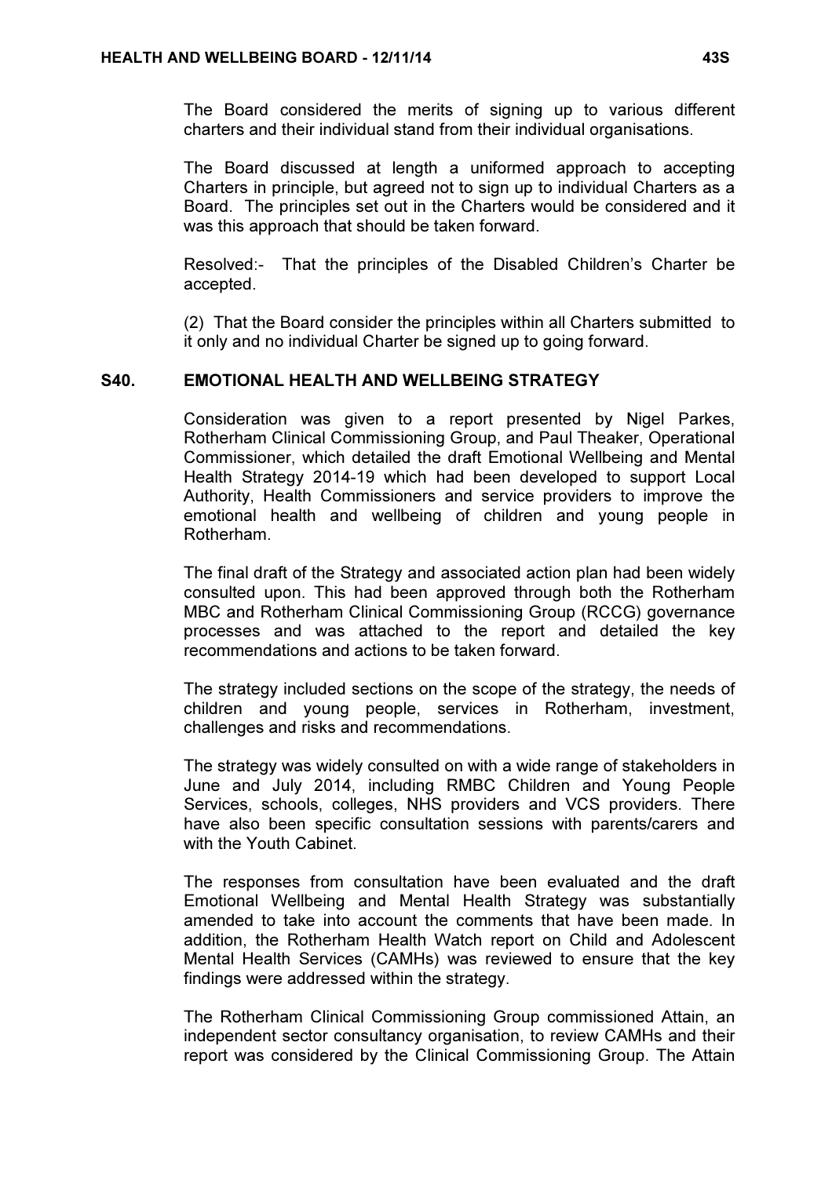The Board considered the merits of signing up to various different charters and their individual stand from their individual organisations.

The Board discussed at length a uniformed approach to accepting Charters in principle, but agreed not to sign up to individual Charters as a Board. The principles set out in the Charters would be considered and it was this approach that should be taken forward.

Resolved:- That the principles of the Disabled Children's Charter be accepted.

(2) That the Board consider the principles within all Charters submitted to it only and no individual Charter be signed up to going forward.

## S40. EMOTIONAL HEALTH AND WELLBEING STRATEGY

Consideration was given to a report presented by Nigel Parkes, Rotherham Clinical Commissioning Group, and Paul Theaker, Operational Commissioner, which detailed the draft Emotional Wellbeing and Mental Health Strategy 2014-19 which had been developed to support Local Authority, Health Commissioners and service providers to improve the emotional health and wellbeing of children and young people in Rotherham.

The final draft of the Strategy and associated action plan had been widely consulted upon. This had been approved through both the Rotherham MBC and Rotherham Clinical Commissioning Group (RCCG) governance processes and was attached to the report and detailed the key recommendations and actions to be taken forward.

The strategy included sections on the scope of the strategy, the needs of children and young people, services in Rotherham, investment, challenges and risks and recommendations.

The strategy was widely consulted on with a wide range of stakeholders in June and July 2014, including RMBC Children and Young People Services, schools, colleges, NHS providers and VCS providers. There have also been specific consultation sessions with parents/carers and with the Youth Cabinet.

The responses from consultation have been evaluated and the draft Emotional Wellbeing and Mental Health Strategy was substantially amended to take into account the comments that have been made. In addition, the Rotherham Health Watch report on Child and Adolescent Mental Health Services (CAMHs) was reviewed to ensure that the key findings were addressed within the strategy.

The Rotherham Clinical Commissioning Group commissioned Attain, an independent sector consultancy organisation, to review CAMHs and their report was considered by the Clinical Commissioning Group. The Attain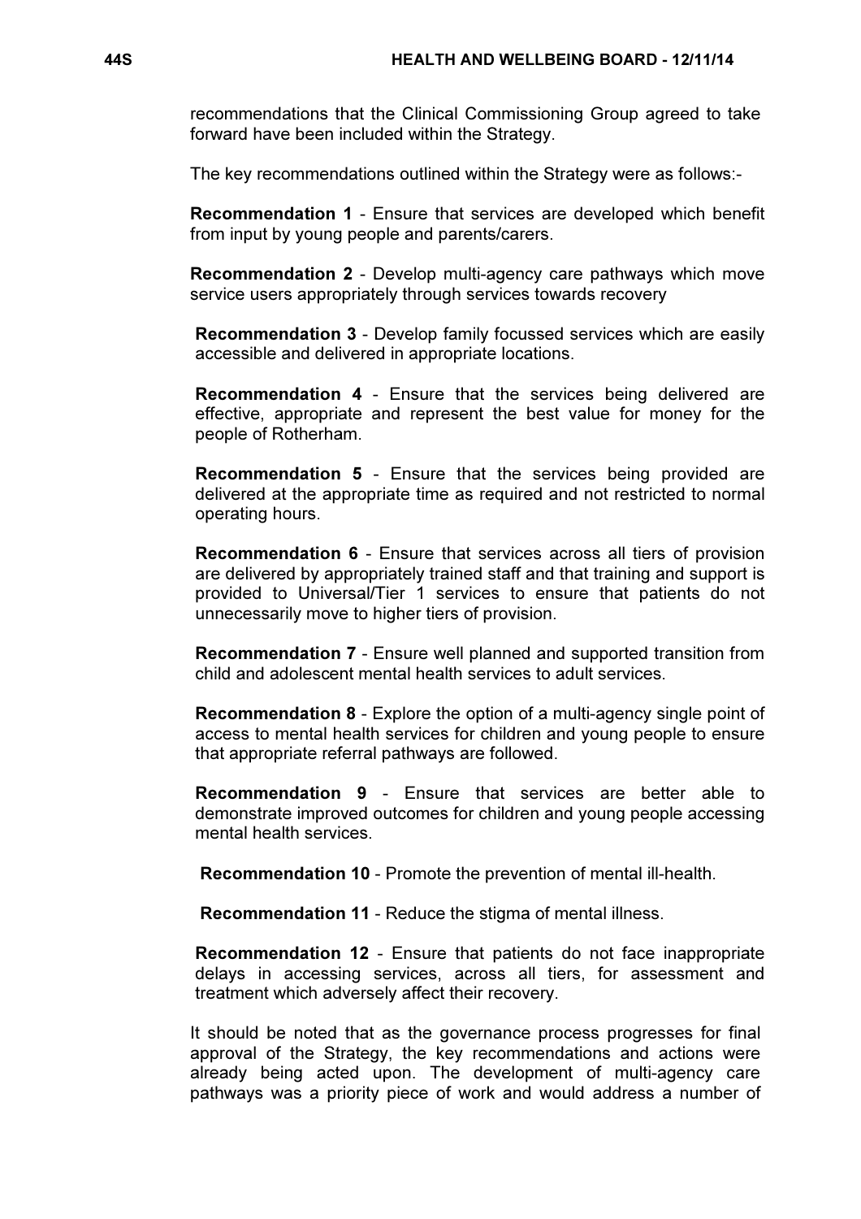recommendations that the Clinical Commissioning Group agreed to take forward have been included within the Strategy.

The key recommendations outlined within the Strategy were as follows:-

**Recommendation 1** - Ensure that services are developed which benefit from input by young people and parents/carers.

**Recommendation 2** - Develop multi-agency care pathways which move service users appropriately through services towards recovery

**Recommendation 3** - Develop family focussed services which are easily accessible and delivered in appropriate locations.

**Recommendation 4** - Ensure that the services being delivered are effective, appropriate and represent the best value for money for the people of Rotherham.

**Recommendation 5** - Ensure that the services being provided are delivered at the appropriate time as required and not restricted to normal operating hours.

**Recommendation 6** - Ensure that services across all tiers of provision are delivered by appropriately trained staff and that training and support is provided to Universal/Tier 1 services to ensure that patients do not unnecessarily move to higher tiers of provision.

**Recommendation 7** - Ensure well planned and supported transition from child and adolescent mental health services to adult services.

**Recommendation 8** - Explore the option of a multi-agency single point of access to mental health services for children and young people to ensure that appropriate referral pathways are followed.

**Recommendation 9** - Ensure that services are better able to demonstrate improved outcomes for children and young people accessing mental health services.

**Recommendation 10** - Promote the prevention of mental ill-health.

**Recommendation 11** - Reduce the stigma of mental illness.

**Recommendation 12** - Ensure that patients do not face inappropriate delays in accessing services, across all tiers, for assessment and treatment which adversely affect their recovery.

It should be noted that as the governance process progresses for final approval of the Strategy, the key recommendations and actions were already being acted upon. The development of multi-agency care pathways was a priority piece of work and would address a number of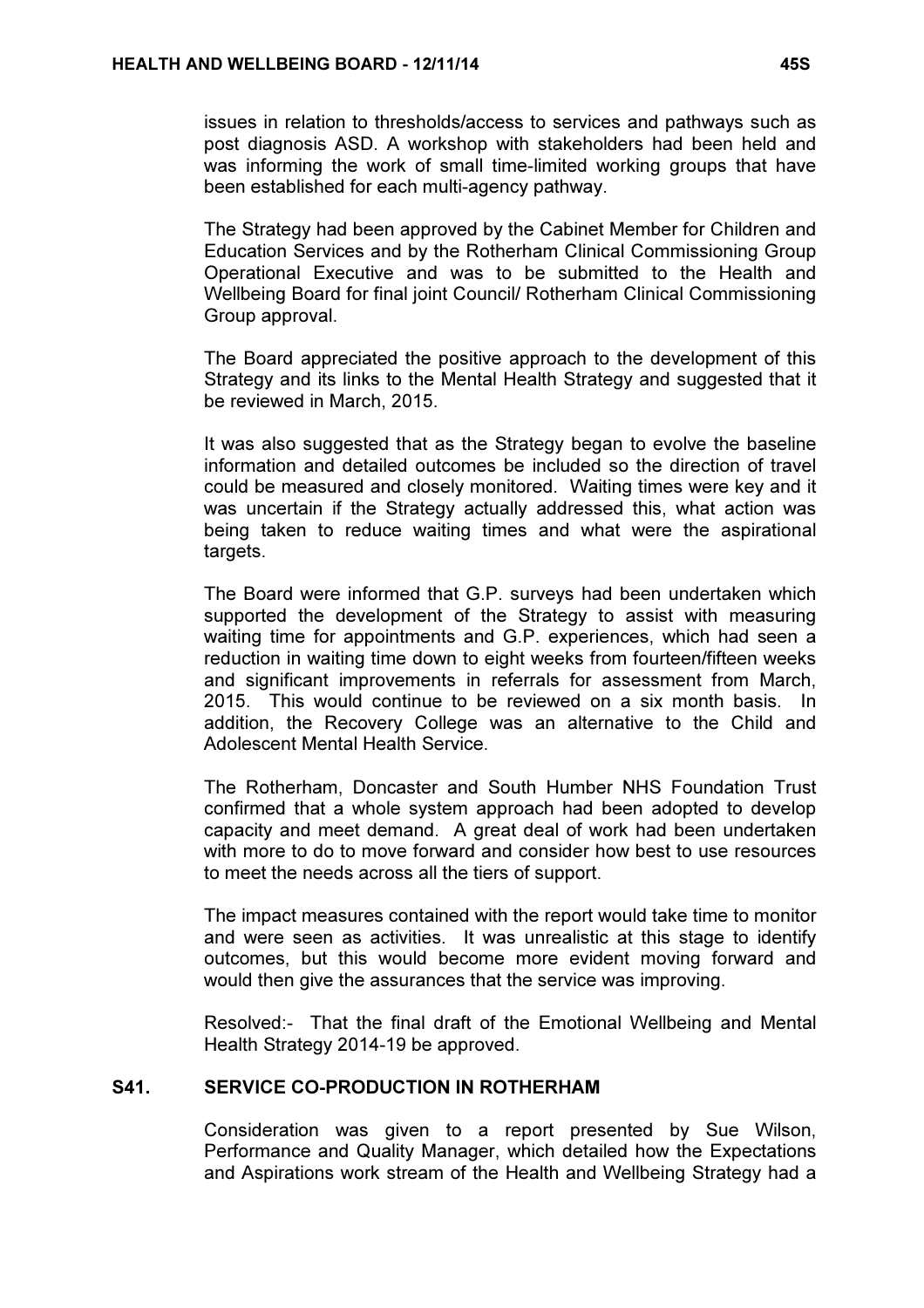issues in relation to thresholds/access to services and pathways such as post diagnosis ASD. A workshop with stakeholders had been held and was informing the work of small time-limited working groups that have been established for each multi-agency pathway.

The Strategy had been approved by the Cabinet Member for Children and Education Services and by the Rotherham Clinical Commissioning Group Operational Executive and was to be submitted to the Health and Wellbeing Board for final joint Council/ Rotherham Clinical Commissioning Group approval.

The Board appreciated the positive approach to the development of this Strategy and its links to the Mental Health Strategy and suggested that it be reviewed in March, 2015.

It was also suggested that as the Strategy began to evolve the baseline information and detailed outcomes be included so the direction of travel could be measured and closely monitored. Waiting times were key and it was uncertain if the Strategy actually addressed this, what action was being taken to reduce waiting times and what were the aspirational targets.

The Board were informed that G.P. surveys had been undertaken which supported the development of the Strategy to assist with measuring waiting time for appointments and G.P. experiences, which had seen a reduction in waiting time down to eight weeks from fourteen/fifteen weeks and significant improvements in referrals for assessment from March, 2015. This would continue to be reviewed on a six month basis. In addition, the Recovery College was an alternative to the Child and Adolescent Mental Health Service.

The Rotherham, Doncaster and South Humber NHS Foundation Trust confirmed that a whole system approach had been adopted to develop capacity and meet demand. A great deal of work had been undertaken with more to do to move forward and consider how best to use resources to meet the needs across all the tiers of support.

The impact measures contained with the report would take time to monitor and were seen as activities. It was unrealistic at this stage to identify outcomes, but this would become more evident moving forward and would then give the assurances that the service was improving.

Resolved:- That the final draft of the Emotional Wellbeing and Mental Health Strategy 2014-19 be approved.

## S41. SERVICE CO-PRODUCTION IN ROTHERHAM

Consideration was given to a report presented by Sue Wilson, Performance and Quality Manager, which detailed how the Expectations and Aspirations work stream of the Health and Wellbeing Strategy had a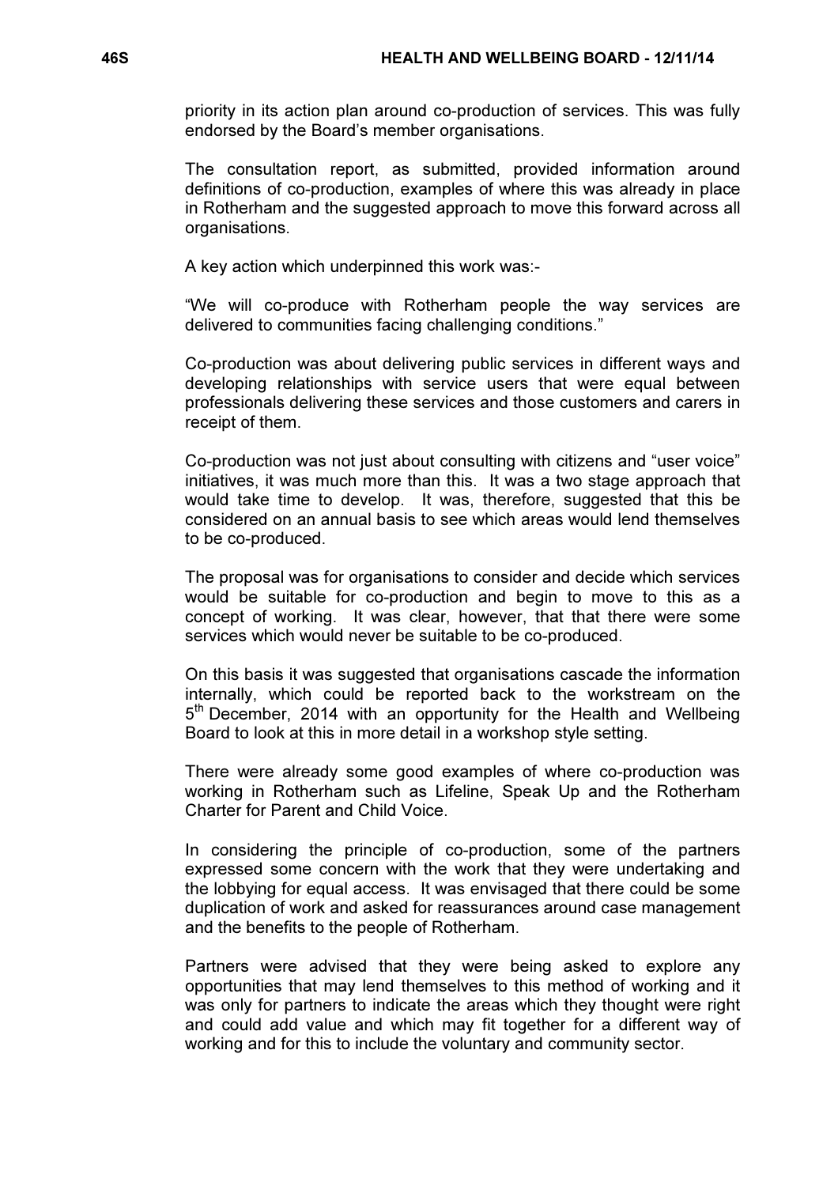priority in its action plan around co-production of services. This was fully endorsed by the Board's member organisations.

The consultation report, as submitted, provided information around definitions of co-production, examples of where this was already in place in Rotherham and the suggested approach to move this forward across all organisations.

A key action which underpinned this work was:-

"We will co-produce with Rotherham people the way services are delivered to communities facing challenging conditions."

Co-production was about delivering public services in different ways and developing relationships with service users that were equal between professionals delivering these services and those customers and carers in receipt of them.

Co-production was not just about consulting with citizens and "user voice" initiatives, it was much more than this. It was a two stage approach that would take time to develop. It was, therefore, suggested that this be considered on an annual basis to see which areas would lend themselves to be co-produced.

The proposal was for organisations to consider and decide which services would be suitable for co-production and begin to move to this as a concept of working. It was clear, however, that that there were some services which would never be suitable to be co-produced.

On this basis it was suggested that organisations cascade the information internally, which could be reported back to the workstream on the 5th December, 2014 with an opportunity for the Health and Wellbeing Board to look at this in more detail in a workshop style setting.

There were already some good examples of where co-production was working in Rotherham such as Lifeline, Speak Up and the Rotherham Charter for Parent and Child Voice.

In considering the principle of co-production, some of the partners expressed some concern with the work that they were undertaking and the lobbying for equal access. It was envisaged that there could be some duplication of work and asked for reassurances around case management and the benefits to the people of Rotherham.

Partners were advised that they were being asked to explore any opportunities that may lend themselves to this method of working and it was only for partners to indicate the areas which they thought were right and could add value and which may fit together for a different way of working and for this to include the voluntary and community sector.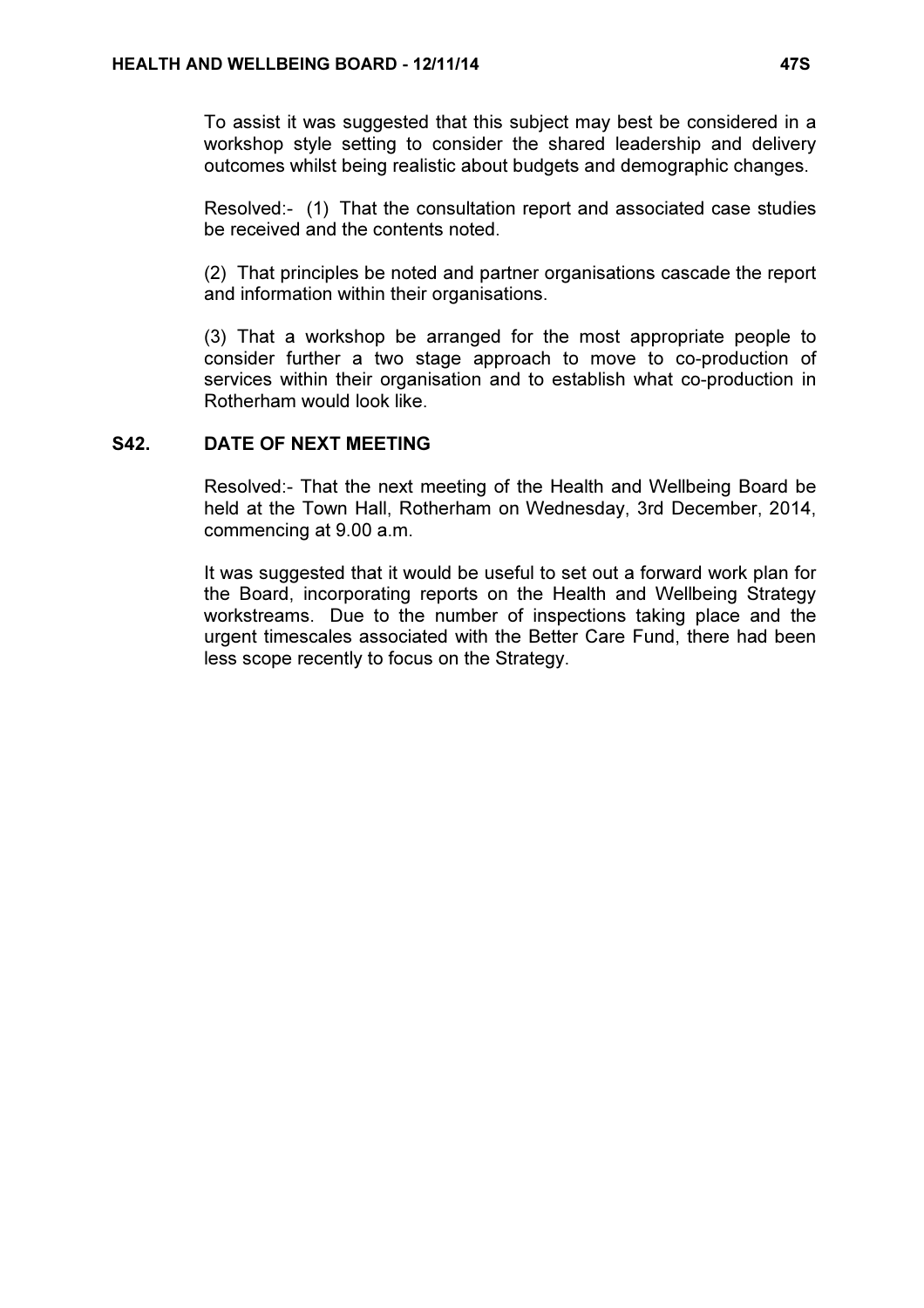To assist it was suggested that this subject may best be considered in a workshop style setting to consider the shared leadership and delivery outcomes whilst being realistic about budgets and demographic changes.

Resolved:- (1) That the consultation report and associated case studies be received and the contents noted.

(2) That principles be noted and partner organisations cascade the report and information within their organisations.

(3) That a workshop be arranged for the most appropriate people to consider further a two stage approach to move to co-production of services within their organisation and to establish what co-production in Rotherham would look like.

## S42. DATE OF NEXT MEETING

Resolved:- That the next meeting of the Health and Wellbeing Board be held at the Town Hall, Rotherham on Wednesday, 3rd December, 2014, commencing at 9.00 a.m.

It was suggested that it would be useful to set out a forward work plan for the Board, incorporating reports on the Health and Wellbeing Strategy workstreams. Due to the number of inspections taking place and the urgent timescales associated with the Better Care Fund, there had been less scope recently to focus on the Strategy.